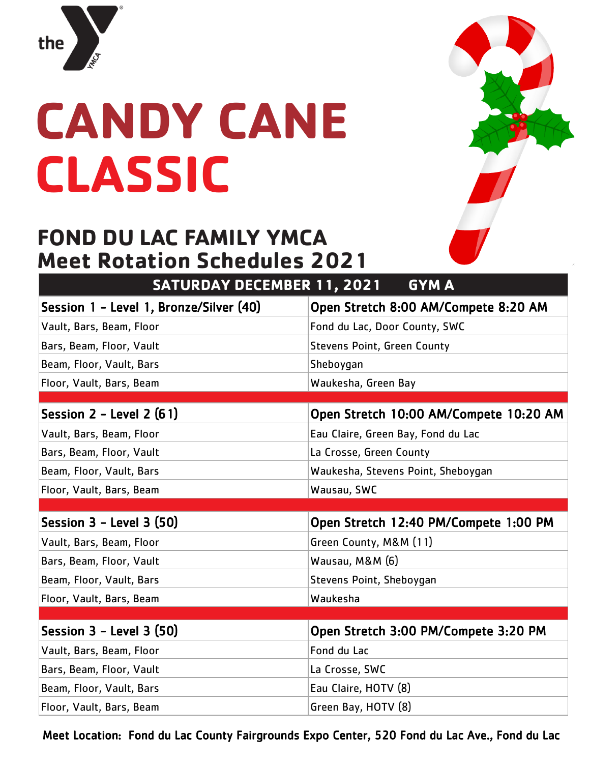the YMCA

# CANDY CANE CLASSIC

## FONDU DU LAC FAMILY YMCA
## Meet Rotation Schedules 2021

| SATURDAY DECEMBER 11, 2021 | GYM A |
|---|---|
| **Session 1 - Level 1, Bronze/Silver (40)** | **Open Stretch 8:00 AM/Compete 8:20 AM** |
| Vault, Bars, Beam, Floor | Fond du Lac, Door County, SWC |
| Bars, Beam, Floor, Vault | Stevens Point, Green County |
| Beam, Floor, Vault, Bars | Sheboygan |
| Floor, Vault, Bars, Beam | Waukesha, Green Bay |
| **Session 2 - Level 2 (61)** | **Open Stretch 10:00 AM/Compete 10:20 AM** |
| Vault, Bars, Beam, Floor | Eau Claire, Green Bay, Fond du Lac |
| Bars, Beam, Floor, Vault | La Crosse, Green County |
| Beam, Floor, Vault, Bars | Waukesha, Stevens Point, Sheboygan |
| Floor, Vault, Bars, Beam | Wausau, SWC |
| **Session 3 - Level 3 (50)** | **Open Stretch 12:40 PM/Compete 1:00 PM** |
| Vault, Bars, Beam, Floor | Green County, M&M (11) |
| Bars, Beam, Floor, Vault | Wausau, M&M (6) |
| Beam, Floor, Vault, Bars | Stevens Point, Sheboygan |
| Floor, Vault, Bars, Beam | Waukesha |
| **Session 3 - Level 3 (50)** | **Open Stretch 3:00 PM/Compete 3:20 PM** |
| Vault, Bars, Beam, Floor | Fond du Lac |
| Bars, Beam, Floor, Vault | La Crosse, SWC |
| Beam, Floor, Vault, Bars | Eau Claire, HOTV (8) |
| Floor, Vault, Bars, Beam | Green Bay, HOTV (8) |

**Meet Location: Fond du Lac County Fairgrounds Expo Center, 520 Fond du Lac Ave., Fond du Lac**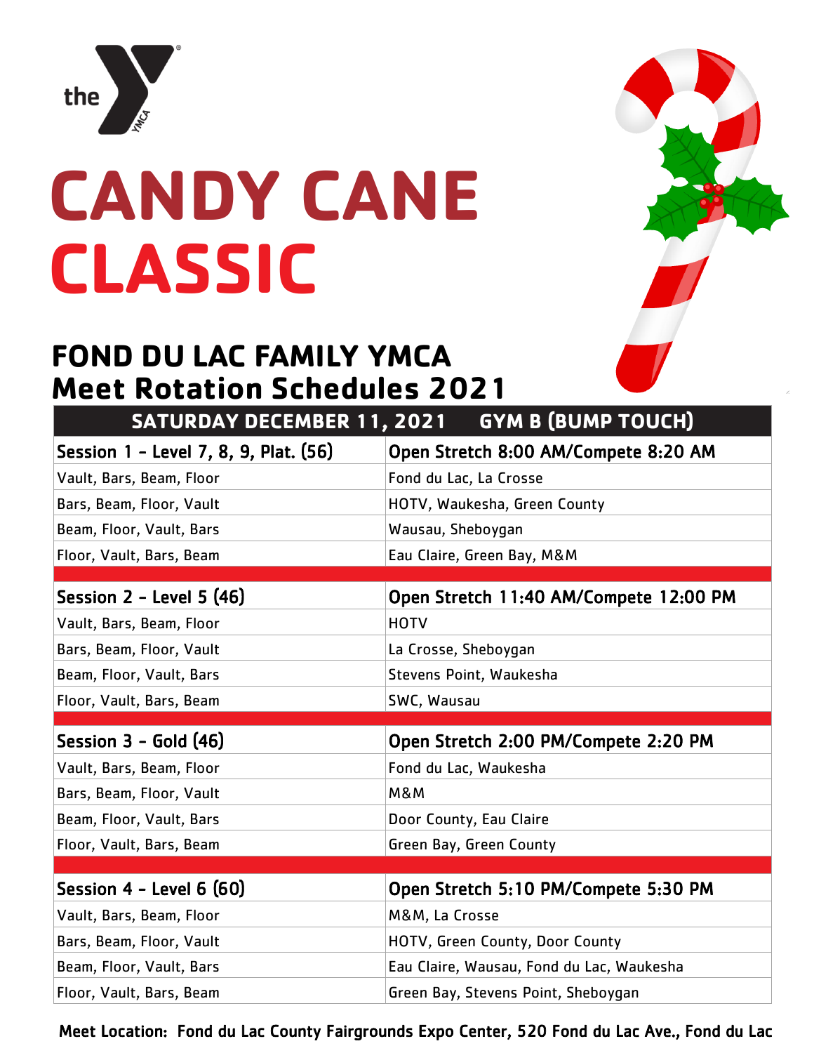# CANDY CANE CLASSIC

## FOND DU LAC FAMILY YMCA
## Meet Rotation Schedules 2021

| SATURDAY DECEMBER 11, 2021 | GYM B (BUMP TOUCH) |
|---|---|
| **Session 1 - Level 7, 8, 9, Plat. (56)** | **Open Stretch 8:00 AM/Compete 8:20 AM** |
| Vault, Bars, Beam, Floor | Fond du Lac, La Crosse |
| Bars, Beam, Floor, Vault | HOTV, Waukesha, Green County |
| Beam, Floor, Vault, Bars | Wausau, Sheboygan |
| Floor, Vault, Bars, Beam | Eau Claire, Green Bay, M&M |
| | |
| **Session 2 - Level 5 (46)** | **Open Stretch 11:40 AM/Compete 12:00 PM** |
| Vault, Bars, Beam, Floor | HOTV |
| Bars, Beam, Floor, Vault | La Crosse, Sheboygan |
| Beam, Floor, Vault, Bars | Stevens Point, Waukesha |
| Floor, Vault, Bars, Beam | SWC, Wausau |
| | |
| **Session 3 - Gold (46)** | **Open Stretch 2:00 PM/Compete 2:20 PM** |
| Vault, Bars, Beam, Floor | Fond du Lac, Waukesha |
| Bars, Beam, Floor, Vault | M&M |
| Beam, Floor, Vault, Bars | Door County, Eau Claire |
| Floor, Vault, Bars, Beam | Green Bay, Green County |
| | |
| **Session 4 - Level 6 (60)** | **Open Stretch 5:10 PM/Compete 5:30 PM** |
| Vault, Bars, Beam, Floor | M&M, La Crosse |
| Bars, Beam, Floor, Vault | HOTV, Green County, Door County |
| Beam, Floor, Vault, Bars | Eau Claire, Wausau, Fond du Lac, Waukesha |
| Floor, Vault, Bars, Beam | Green Bay, Stevens Point, Sheboygan |

**Meet Location: Fond du Lac County Fairgrounds Expo Center, 520 Fond du Lac Ave., Fond du Lac**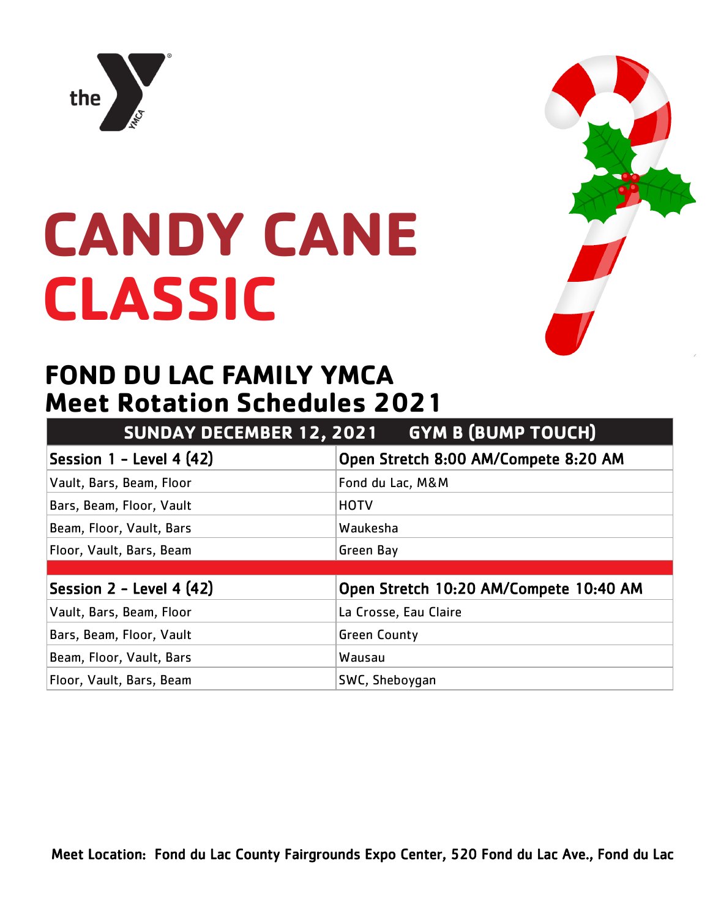# CANDY CANE CLASSIC

## FOND DU LAC FAMILY YMCA
## Meet Rotation Schedules 2021

| SUNDAY DECEMBER 12, 2021 | GYM B (BUMP TOUCH) |
|---|---|
| **Session 1 - Level 4 (42)** | **Open Stretch 8:00 AM/Compete 8:20 AM** |
| Vault, Bars, Beam, Floor | Fond du Lac, M&M |
| Bars, Beam, Floor, Vault | HOTV |
| Beam, Floor, Vault, Bars | Waukesha |
| Floor, Vault, Bars, Beam | Green Bay |
| | |
| **Session 2 - Level 4 (42)** | **Open Stretch 10:20 AM/Compete 10:40 AM** |
| Vault, Bars, Beam, Floor | La Crosse, Eau Claire |
| Bars, Beam, Floor, Vault | Green County |
| Beam, Floor, Vault, Bars | Wausau |
| Floor, Vault, Bars, Beam | SWC, Sheboygan |

**Meet Location: Fond du Lac County Fairgrounds Expo Center, 520 Fond du Lac Ave., Fond du Lac**